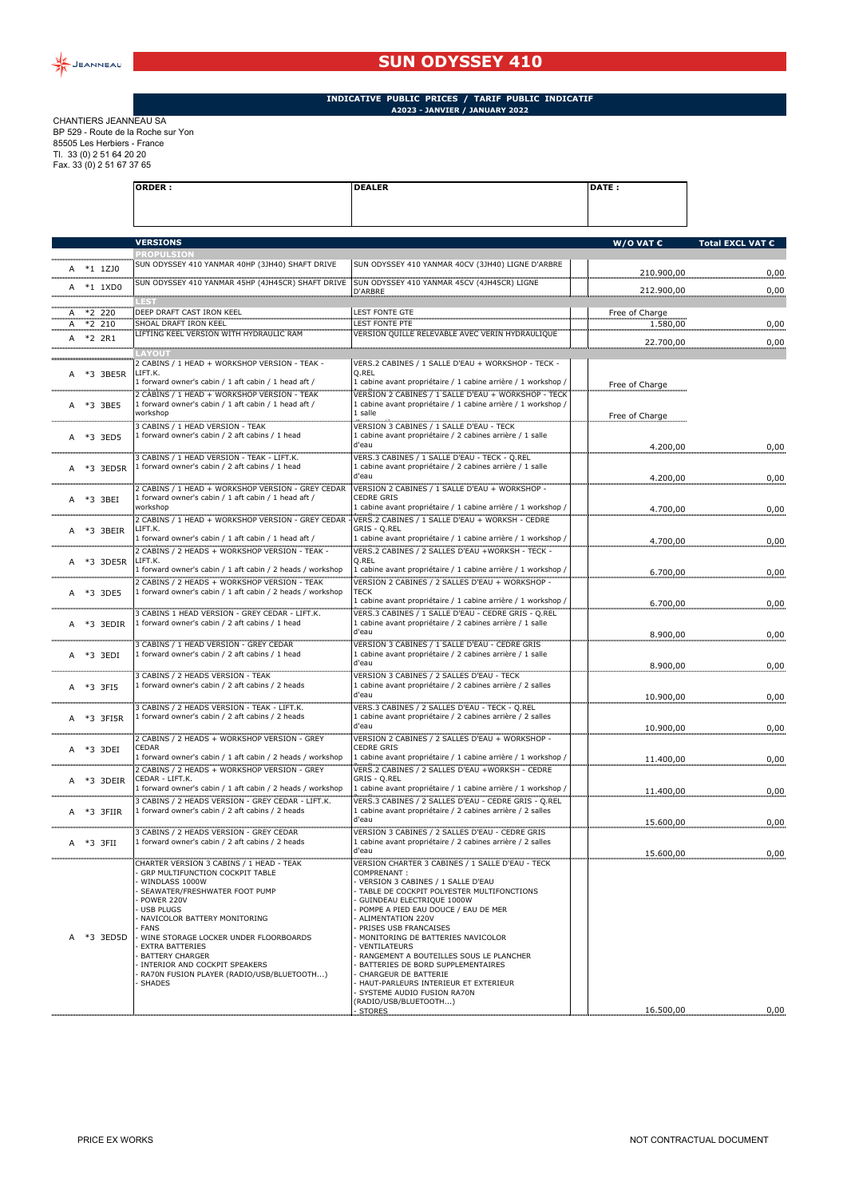# SUN ODYSSEY 410

**INDICATIVE PUBLIC PRICES / TARIF PUBLIC INDICATIF**
**A2023 - JANVIER / JANUARY 2022**

CHANTIERS JEANNEAU SA
BP 529 - Route de la Roche sur Yon
85505 Les Herbiers - France
Tl. 33 (0) 2 51 64 20 20
Fax. 33 (0) 2 51 67 37 65

| ORDER : | DEALER | DATE : |
|---|---|---|
| | | |

| | | VERSIONS | | W/O VAT € | Total EXCL VAT € |
|---|---|---|---|---|---|
| | | **PROPULSION** | | | |
| A | *1 1ZJ0 | SUN ODYSSEY 410 YANMAR 40HP (3JH40) SHAFT DRIVE | SUN ODYSSEY 410 YANMAR 40CV (3JH40) LIGNE D'ARBRE | 210.900,00 | 0,00 |
| A | *1 1XD0 | SUN ODYSSEY 410 YANMAR 45HP (4JH45CR) SHAFT DRIVE | SUN ODYSSEY 410 YANMAR 45CV (4JH45CR) LIGNE D'ARBRE | 212.900,00 | 0,00 |
| | | **LEST** | | | |
| A | *2 220 | DEEP DRAFT CAST IRON KEEL | LEST FONTE GTE | Free of Charge | |
| A | *2 210 | SHOAL DRAFT IRON KEEL | LEST FONTE PTE | 1.580,00 | 0,00 |
| A | *2 2R1 | LIFTING KEEL VERSION WITH HYDRAULIC RAM | VERSION QUILLE RELEVABLE AVEC VERIN HYDRAULIQUE | 22.700,00 | 0,00 |
| | | **LAYOUT** | | | |
| A | *3 3BE5R | 2 CABINS / 1 HEAD + WORKSHOP VERSION - TEAK - LIFT.K.<br>1 forward owner's cabin / 1 aft cabin / 1 head aft / | VERS.2 CABINES / 1 SALLE D'EAU + WORKSHOP - TECK - Q.REL<br>1 cabine avant propriétaire / 1 cabine arrière / 1 workshop / | Free of Charge | |
| A | *3 3BE5 | 2 CABINS / 1 HEAD + WORKSHOP VERSION - TEAK<br>1 forward owner's cabin / 1 aft cabin / 1 head aft / workshop | VERSION 2 CABINES / 1 SALLE D'EAU + WORKSHOP - TECK<br>1 cabine avant propriétaire / 1 cabine arrière / 1 workshop / 1 salle | Free of Charge | |
| A | *3 3ED5 | 3 CABINS / 1 HEAD VERSION - TEAK<br>1 forward owner's cabin / 2 aft cabins / 1 head | VERSION 3 CABINES / 1 SALLE D'EAU - TECK<br>1 cabine avant propriétaire / 2 cabines arrière / 1 salle d'eau | 4.200,00 | 0,00 |
| A | *3 3ED5R | 3 CABINS / 1 HEAD VERSION - TEAK - LIFT.K.<br>1 forward owner's cabin / 2 aft cabins / 1 head | VERS.3 CABINES / 1 SALLE D'EAU - TECK - Q.REL<br>1 cabine avant propriétaire / 2 cabines arrière / 1 salle d'eau | 4.200,00 | 0,00 |
| A | *3 3BEI | 2 CABINS / 1 HEAD + WORKSHOP VERSION - GREY CEDAR<br>1 forward owner's cabin / 1 aft cabin / 1 head aft / workshop | VERSION 2 CABINES / 1 SALLE D'EAU + WORKSHOP - CEDRE GRIS<br>1 cabine avant propriétaire / 1 cabine arrière / 1 workshop / | 4.700,00 | 0,00 |
| A | *3 3BEIR | 2 CABINS / 1 HEAD + WORKSHOP VERSION - GREY CEDAR LIFT.K.<br>1 forward owner's cabin / 1 aft cabin / 1 head aft / | VERS.2 CABINES / 1 SALLE D'EAU + WORKSH - CEDRE GRIS - Q.REL<br>1 cabine avant propriétaire / 1 cabine arrière / 1 workshop / | 4.700,00 | 0,00 |
| A | *3 3DE5R | 2 CABINS / 2 HEADS + WORKSHOP VERSION - TEAK - LIFT.K.<br>1 forward owner's cabin / 1 aft cabin / 2 heads / workshop | VERS.2 CABINES / 2 SALLES D'EAU +WORKSH - TECK - Q.REL<br>1 cabine avant propriétaire / 1 cabine arrière / 1 workshop / | 6.700,00 | 0,00 |
| A | *3 3DE5 | 2 CABINS / 2 HEADS + WORKSHOP VERSION - TEAK<br>1 forward owner's cabin / 1 aft cabin / 2 heads / workshop | VERSION 2 CABINES / 2 SALLES D'EAU + WORKSHOP - TECK<br>1 cabine avant propriétaire / 1 cabine arrière / 1 workshop / | 6.700,00 | 0,00 |
| A | *3 3EDIR | 3 CABINS 1 HEAD VERSION - GREY CEDAR - LIFT.K.<br>1 forward owner's cabin / 2 aft cabins / 1 head | VERS.3 CABINES / 1 SALLE D'EAU - CEDRE GRIS - Q.REL<br>1 cabine avant propriétaire / 2 cabines arrière / 1 salle d'eau | 8.900,00 | 0,00 |
| A | *3 3EDI | 3 CABINS / 1 HEAD VERSION - GREY CEDAR<br>1 forward owner's cabin / 2 aft cabins / 1 head | VERSION 3 CABINES / 1 SALLE D'EAU - CEDRE GRIS<br>1 cabine avant propriétaire / 2 cabines arrière / 1 salle d'eau | 8.900,00 | 0,00 |
| A | *3 3FI5 | 3 CABINS / 2 HEADS VERSION - TEAK<br>1 forward owner's cabin / 2 aft cabins / 2 heads | VERSION 3 CABINES / 2 SALLES D'EAU - TECK<br>1 cabine avant propriétaire / 2 cabines arrière / 2 salles d'eau | 10.900,00 | 0,00 |
| A | *3 3FI5R | 3 CABINS / 2 HEADS VERSION - TEAK - LIFT.K.<br>1 forward owner's cabin / 2 aft cabins / 2 heads | VERS.3 CABINES / 2 SALLES D'EAU - TECK - Q.REL<br>1 cabine avant propriétaire / 2 cabines arrière / 2 salles d'eau | 10.900,00 | 0,00 |
| A | *3 3DEI | 2 CABINS / 2 HEADS + WORKSHOP VERSION - GREY CEDAR<br>1 forward owner's cabin / 1 aft cabin / 2 heads / workshop | VERSION 2 CABINES / 2 SALLES D'EAU + WORKSHOP - CEDRE GRIS<br>1 cabine avant propriétaire / 1 cabine arrière / 1 workshop / | 11.400,00 | 0,00 |
| A | *3 3DEIR | 2 CABINS / 2 HEADS + WORKSHOP VERSION - GREY CEDAR - LIFT.K.<br>1 forward owner's cabin / 1 aft cabin / 2 heads / workshop | VERS.2 CABINES / 2 SALLES D'EAU +WORKSH - CEDRE GRIS - Q.REL<br>1 cabine avant propriétaire / 1 cabine arrière / 1 workshop / | 11.400,00 | 0,00 |
| A | *3 3FIIR | 3 CABINS / 2 HEADS VERSION - GREY CEDAR - LIFT.K.<br>1 forward owner's cabin / 2 aft cabins / 2 heads | VERS.3 CABINES / 2 SALLES D'EAU - CEDRE GRIS - Q.REL<br>1 cabine avant propriétaire / 2 cabines arrière / 2 salles d'eau | 15.600,00 | 0,00 |
| A | *3 3FII | 3 CABINS / 2 HEADS VERSION - GREY CEDAR<br>1 forward owner's cabin / 2 aft cabins / 2 heads | VERSION 3 CABINES / 2 SALLES D'EAU - CEDRE GRIS<br>1 cabine avant propriétaire / 2 cabines arrière / 2 salles d'eau | 15.600,00 | 0,00 |
| A | *3 3ED5D | CHARTER VERSION 3 CABINS / 1 HEAD - TEAK<br>- GRP MULTIFUNCTION COCKPIT TABLE<br>- WINDLASS 1000W<br>- SEAWATER/FRESHWATER FOOT PUMP<br>- POWER 220V<br>- USB PLUGS<br>- NAVICOLOR BATTERY MONITORING<br>- FANS<br>- WINE STORAGE LOCKER UNDER FLOORBOARDS<br>- EXTRA BATTERIES<br>- BATTERY CHARGER<br>- INTERIOR AND COCKPIT SPEAKERS<br>- RA70N FUSION PLAYER (RADIO/USB/BLUETOOTH...)<br>- SHADES | VERSION CHARTER 3 CABINES / 1 SALLE D'EAU - TECK COMPRENANT :<br>- VERSION 3 CABINES / 1 SALLE D'EAU<br>- TABLE DE COCKPIT POLYESTER MULTIFONCTIONS<br>- GUINDEAU ELECTRIQUE 1000W<br>- POMPE A PIED EAU DOUCE / EAU DE MER<br>- ALIMENTATION 220V<br>- PRISES USB FRANCAISES<br>- MONITORING DE BATTERIES NAVICOLOR<br>- VENTILATEURS<br>- RANGEMENT A BOUTEILLES SOUS LE PLANCHER<br>- BATTERIES DE BORD SUPPLEMENTAIRES<br>- CHARGEUR DE BATTERIE<br>- HAUT-PARLEURS INTERIEUR ET EXTERIEUR<br>- SYSTEME AUDIO FUSION RA70N (RADIO/USB/BLUETOOTH...)<br>- STORES | 16.500,00 | 0,00 |

PRICE EX WORKS

NOT CONTRACTUAL DOCUMENT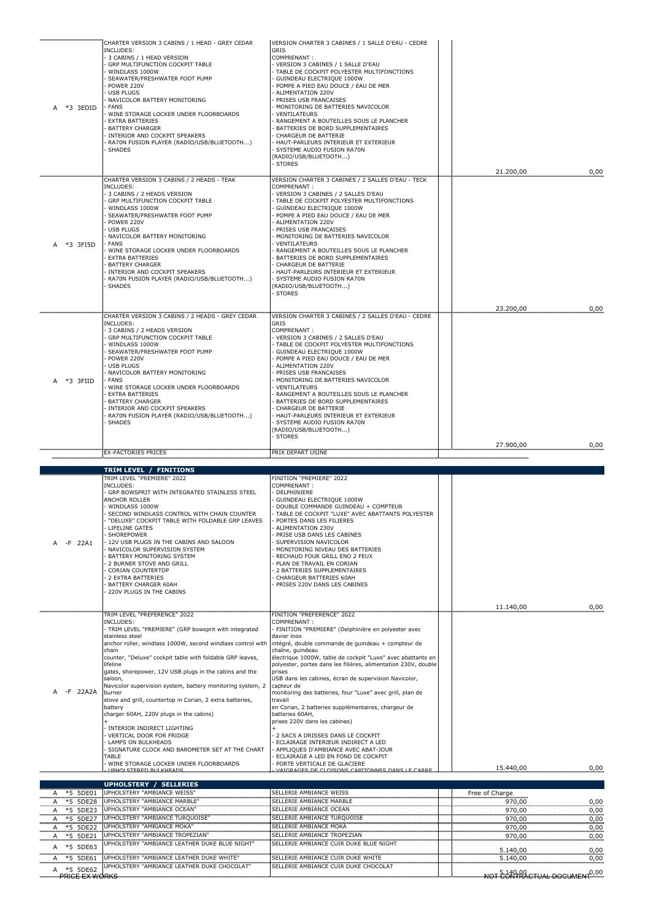| | | | | | |
|---|---|---|---|---|---|
| A | *3 3EDID | CHARTER VERSION 3 CABINS / 1 HEAD - GREY CEDAR<br>INCLUDES:<br>- 3 CABINS / 1 HEAD VERSION<br>- GRP MULTIFUNCTION COCKPIT TABLE<br>- WINDLASS 1000W<br>- SEAWATER/FRESHWATER FOOT PUMP<br>- POWER 220V<br>- USB PLUGS<br>- NAVICOLOR BATTERY MONITORING<br>- FANS<br>- WINE STORAGE LOCKER UNDER FLOORBOARDS<br>- EXTRA BATTERIES<br>- BATTERY CHARGER<br>- INTERIOR AND COCKPIT SPEAKERS<br>- RA70N FUSION PLAYER (RADIO/USB/BLUETOOTH...)<br>- SHADES | VERSION CHARTER 3 CABINES / 1 SALLE D'EAU - CEDRE GRIS<br>COMPRENANT :<br>- VERSION 3 CABINES / 1 SALLE D'EAU<br>- TABLE DE COCKPIT POLYESTER MULTIFONCTIONS<br>- GUINDEAU ELECTRIQUE 1000W<br>- POMPE A PIED EAU DOUCE / EAU DE MER<br>- ALIMENTATION 220V<br>- PRISES USB FRANCAISES<br>- MONITORING DE BATTERIES NAVICOLOR<br>- VENTILATEURS<br>- RANGEMENT A BOUTEILLES SOUS LE PLANCHER<br>- BATTERIES DE BORD SUPPLEMENTAIRES<br>- CHARGEUR DE BATTERIE<br>- HAUT-PARLEURS INTERIEUR ET EXTERIEUR<br>- SYSTEME AUDIO FUSION RA70N (RADIO/USB/BLUETOOTH...)<br>- STORES | 21.200,00 | 0,00 |
| A | *3 3FI5D | CHARTER VERSION 3 CABINS / 2 HEADS - TEAK<br>INCLUDES:<br>- 3 CABINS / 2 HEADS VERSION<br>- GRP MULTIFUNCTION COCKPIT TABLE<br>- WINDLASS 1000W<br>- SEAWATER/FRESHWATER FOOT PUMP<br>- POWER 220V<br>- USB PLUGS<br>- NAVICOLOR BATTERY MONITORING<br>- FANS<br>- WINE STORAGE LOCKER UNDER FLOORBOARDS<br>- EXTRA BATTERIES<br>- BATTERY CHARGER<br>- INTERIOR AND COCKPIT SPEAKERS<br>- RA70N FUSION PLAYER (RADIO/USB/BLUETOOTH...)<br>- SHADES | VERSION CHARTER 3 CABINES / 2 SALLES D'EAU - TECK<br>COMPRENANT :<br>- VERSION 3 CABINES / 2 SALLES D'EAU<br>- TABLE DE COCKPIT POLYESTER MULTIFONCTIONS<br>- GUINDEAU ELECTRIQUE 1000W<br>- POMPE A PIED EAU DOUCE / EAU DE MER<br>- ALIMENTATION 220V<br>- PRISES USB FRANCAISES<br>- MONITORING DE BATTERIES NAVICOLOR<br>- VENTILATEURS<br>- RANGEMENT A BOUTEILLES SOUS LE PLANCHER<br>- BATTERIES DE BORD SUPPLEMENTAIRES<br>- CHARGEUR DE BATTERIE<br>- HAUT-PARLEURS INTERIEUR ET EXTERIEUR<br>- SYSTEME AUDIO FUSION RA70N (RADIO/USB/BLUETOOTH...)<br>- STORES | 23.200,00 | 0,00 |
| A | *3 3FIID | CHARTER VERSION 3 CABINS / 2 HEADS - GREY CEDAR<br>INCLUDES:<br>- 3 CABINS / 2 HEADS VERSION<br>- GRP MULTIFUNCTION COCKPIT TABLE<br>- WINDLASS 1000W<br>- SEAWATER/FRESHWATER FOOT PUMP<br>- POWER 220V<br>- USB PLUGS<br>- NAVICOLOR BATTERY MONITORING<br>- FANS<br>- WINE STORAGE LOCKER UNDER FLOORBOARDS<br>- EXTRA BATTERIES<br>- BATTERY CHARGER<br>- INTERIOR AND COCKPIT SPEAKERS<br>- RA70N FUSION PLAYER (RADIO/USB/BLUETOOTH...)<br>- SHADES | VERSION CHARTER 3 CABINES / 2 SALLES D'EAU - CEDRE GRIS<br>COMPRENANT :<br>- VERSION 3 CABINES / 2 SALLES D'EAU<br>- TABLE DE COCKPIT POLYESTER MULTIFONCTIONS<br>- GUINDEAU ELECTRIQUE 1000W<br>- POMPE A PIED EAU DOUCE / EAU DE MER<br>- ALIMENTATION 220V<br>- PRISES USB FRANCAISES<br>- MONITORING DE BATTERIES NAVICOLOR<br>- VENTILATEURS<br>- RANGEMENT A BOUTEILLES SOUS LE PLANCHER<br>- BATTERIES DE BORD SUPPLEMENTAIRES<br>- CHARGEUR DE BATTERIE<br>- HAUT-PARLEURS INTERIEUR ET EXTERIEUR<br>- SYSTEME AUDIO FUSION RA70N (RADIO/USB/BLUETOOTH...)<br>- STORES | 27.900,00 | 0,00 |
| | | EX-FACTORIES PRICES | PRIX DEPART USINE | | |

## TRIM LEVEL / FINITIONS

| | | | | | |
|---|---|---|---|---|---|
| A | -F 22A1 | TRIM LEVEL "PREMIERE" 2022<br>INCLUDES:<br>- GRP BOWSPRIT WITH INTEGRATED STAINLESS STEEL ANCHOR ROLLER<br>- WINDLASS 1000W<br>- SECOND WINDLASS CONTROL WITH CHAIN COUNTER<br>- "DELUXE" COCKPIT TABLE WITH FOLDABLE GRP LEAVES<br>- LIFELINE GATES<br>- SHOREPOWER<br>- 12V USB PLUGS IN THE CABINS AND SALOON<br>- NAVICOLOR SUPERVISION SYSTEM<br>- BATTERY MONITORING SYSTEM<br>- 2 BURNER STOVE AND GRILL<br>- CORIAN COUNTERTOP<br>- 2 EXTRA BATTERIES<br>- BATTERY CHARGER 60AH<br>- 220V PLUGS IN THE CABINS | FINITION "PREMIERE" 2022<br>COMPRENANT :<br>- DELPHINIERE<br>- GUINDEAU ELECTRIQUE 1000W<br>- DOUBLE COMMANDE GUINDEAU + COMPTEUR<br>- TABLE DE COCKPIT "LUXE" AVEC ABATTANTS POLYESTER<br>- PORTES DANS LES FILIERES<br>- ALIMENTATION 230V<br>- PRISE USB DANS LES CABINES<br>- SUPERVISION NAVICOLOR<br>- MONITORING NIVEAU DES BATTERIES<br>- RECHAUD FOUR GRILL ENO 2 FEUX<br>- PLAN DE TRAVAIL EN CORIAN<br>- 2 BATTERIES SUPPLEMENTAIRES<br>- CHARGEUR BATTERIES 60AH<br>- PRISES 220V DANS LES CABINES | 11.140,00 | 0,00 |
| A | -F 22A2A | TRIM LEVEL "PREFERENCE" 2022<br>INCLUDES:<br>- TRIM LEVEL "PREMIERE" (GRP bowsprit with integrated stainless steel anchor roller, windlass 1000W, second windlass control with chain counter, "Deluxe" cockpit table with foldable GRP leaves, lifeline gates, shorepower, 12V USB plugs in the cabins and the saloon, Navicolor supervision system, battery monitoring system, 2 burner stove and grill, countertop in Corian, 2 extra batteries, battery charger 60AH, 220V plugs in the cabins)<br>+<br>- INTERIOR INDIRECT LIGHTING<br>- VERTICAL DOOR FOR FRIDGE<br>- LAMPS ON BULKHEADS<br>- SIGNATURE CLOCK AND BAROMETER SET AT THE CHART TABLE<br>- WINE STORAGE LOCKER UNDER FLOORBOARDS<br>- UPHOLSTERED BULKHEADS | FINITION "PREFERENCE" 2022<br>COMPRENANT :<br>- FINITION "PREMIERE" (Delphinière en polyester avec davier inox intégré, double commande de guindeau + compteur de chaîne, guindeau électrique 1000W, table de cockpit "Luxe" avec abattants en polyester, portes dans les filières, alimentation 230V, double prises USB dans les cabines, écran de supervision Navicolor, capteur de monitoring des batteries, four "Luxe" avec grill, plan de travail en Corian, 2 batteries supplémentaires, chargeur de batteries 60AH, prises 220V dans les cabines)<br>+<br>- 2 SACS A DRISSES DANS LE COCKPIT<br>- ECLAIRAGE INTERIEUR INDIRECT A LED<br>- APPLIQUES D'AMBIANCE AVEC ABAT-JOUR<br>- ECLAIRAGE A LED EN FOND DE COCKPIT<br>- PORTE VERTICALE DE GLACIERE<br>- VAIGRAGES DE CLOISONS CAPITONNES DANS LE CARRE | 15.440,00 | 0,00 |

## UPHOLSTERY / SELLERIES

| | | | | | |
|---|---|---|---|---|---|
| A | *5 5DE01 | UPHOLSTERY "AMBIANCE WEISS" | SELLERIE AMBIANCE WEISS | Free of Charge | |
| A | *5 5DE28 | UPHOLSTERY "AMBIANCE MARBLE" | SELLERIE AMBIANCE MARBLE | 970,00 | 0,00 |
| A | *5 5DE23 | UPHOLSTERY "AMBIANCE OCEAN" | SELLERIE AMBIANCE OCEAN | 970,00 | 0,00 |
| A | *5 5DE27 | UPHOLSTERY "AMBIANCE TURQUOISE" | SELLERIE AMBIANCE TURQUOISE | 970,00 | 0,00 |
| A | *5 5DE22 | UPHOLSTERY "AMBIANCE MOKA" | SELLERIE AMBIANCE MOKA | 970,00 | 0,00 |
| A | *5 5DE21 | UPHOLSTERY "AMBIANCE TROPEZIAN" | SELLERIE AMBIANCE TROPEZIAN | 970,00 | 0,00 |
| A | *5 5DE63 | UPHOLSTERY "AMBIANCE LEATHER DUKE BLUE NIGHT" | SELLERIE AMBIANCE CUIR DUKE BLUE NIGHT | 5.140,00 | 0,00 |
| A | *5 5DE61 | UPHOLSTERY "AMBIANCE LEATHER DUKE WHITE" | SELLERIE AMBIANCE CUIR DUKE WHITE | 5.140,00 | 0,00 |
| A | *5 5DE62 | UPHOLSTERY "AMBIANCE LEATHER DUKE CHOCOLAT" | SELLERIE AMBIANCE CUIR DUKE CHOCOLAT | 5.140,00 | 0,00 |

PRICE EX-WORKS — NOT CONTRACTUAL DOCUMENT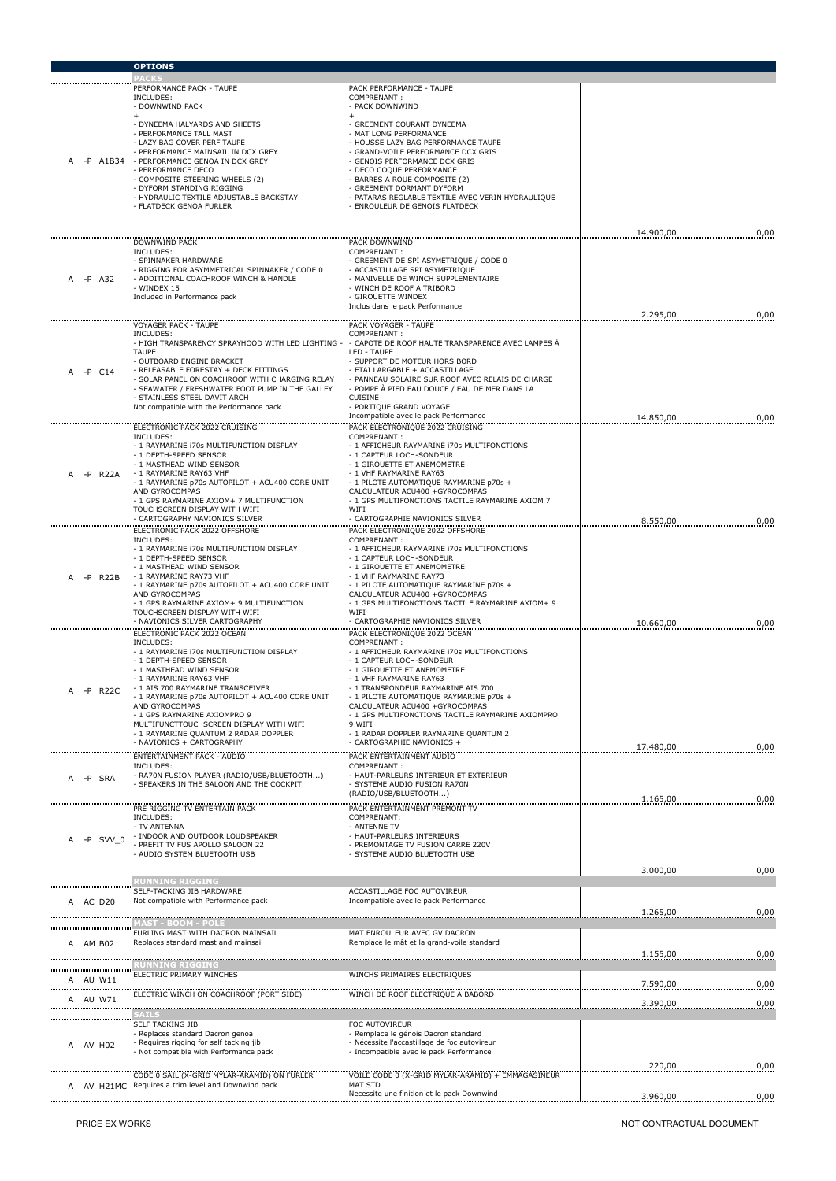## OPTIONS

### PACKS

| | Code | English | Français | | Price | |
|---|---|---|---|---|---|---|
| A | -P A1B34 | PERFORMANCE PACK - TAUPE<br>INCLUDES:<br>- DOWNWIND PACK<br>+<br>- DYNEEMA HALYARDS AND SHEETS<br>- PERFORMANCE TALL MAST<br>- LAZY BAG COVER PERF TAUPE<br>- PERFORMANCE MAINSAIL IN DCX GREY<br>- PERFORMANCE GENOA IN DCX GREY<br>- PERFORMANCE DECO<br>- COMPOSITE STEERING WHEELS (2)<br>- DYFORM STANDING RIGGING<br>- HYDRAULIC TEXTILE ADJUSTABLE BACKSTAY<br>- FLATDECK GENOA FURLER | PACK PERFORMANCE - TAUPE<br>COMPRENANT :<br>- PACK DOWNWIND<br>+<br>- GREEMENT COURANT DYNEEMA<br>- MAT LONG PERFORMANCE<br>- HOUSSE LAZY BAG PERFORMANCE TAUPE<br>- GRAND-VOILE PERFORMANCE DCX GRIS<br>- GENOIS PERFORMANCE DCX GRIS<br>- DECO COQUE PERFORMANCE<br>- BARRES A ROUE COMPOSITE (2)<br>- GREEMENT DORMANT DYFORM<br>- PATARAS REGLABLE TEXTILE AVEC VERIN HYDRAULIQUE<br>- ENROULEUR DE GENOIS FLATDECK | | 14.900,00 | 0,00 |
| A | -P A32 | DOWNWIND PACK<br>INCLUDES:<br>- SPINNAKER HARDWARE<br>- RIGGING FOR ASYMMETRICAL SPINNAKER / CODE 0<br>- ADDITIONAL COACHROOF WINCH & HANDLE<br>- WINDEX 15<br>Included in Performance pack | PACK DOWNWIND<br>COMPRENANT :<br>- GREEMENT DE SPI ASYMETRIQUE / CODE 0<br>- ACCASTILLAGE SPI ASYMETRIQUE<br>- MANIVELLE DE WINCH SUPPLEMENTAIRE<br>- WINCH DE ROOF A TRIBORD<br>- GIROUETTE WINDEX<br>Inclus dans le pack Performance | | 2.295,00 | 0,00 |
| A | -P C14 | VOYAGER PACK - TAUPE<br>INCLUDES:<br>- HIGH TRANSPARENCY SPRAYHOOD WITH LED LIGHTING - TAUPE<br>- OUTBOARD ENGINE BRACKET<br>- RELEASABLE FORESTAY + DECK FITTINGS<br>- SOLAR PANEL ON COACHROOF WITH CHARGING RELAY<br>- SEAWATER / FRESHWATER FOOT PUMP IN THE GALLEY<br>- STAINLESS STEEL DAVIT ARCH<br>Not compatible with the Performance pack | PACK VOYAGER - TAUPE<br>COMPRENANT :<br>- CAPOTE DE ROOF HAUTE TRANSPARENCE AVEC LAMPES À LED - TAUPE<br>- SUPPORT DE MOTEUR HORS BORD<br>- ETAI LARGABLE + ACCASTILLAGE<br>- PANNEAU SOLAIRE SUR ROOF AVEC RELAIS DE CHARGE<br>- POMPE À PIED EAU DOUCE / EAU DE MER DANS LA CUISINE<br>- PORTIQUE GRAND VOYAGE<br>Incompatible avec le pack Performance | | 14.850,00 | 0,00 |
| A | -P R22A | ELECTRONIC PACK 2022 CRUISING<br>INCLUDES:<br>- 1 RAYMARINE i70s MULTIFUNCTION DISPLAY<br>- 1 DEPTH-SPEED SENSOR<br>- 1 MASTHEAD WIND SENSOR<br>- 1 RAYMARINE RAY63 VHF<br>- 1 RAYMARINE p70s AUTOPILOT + ACU400 CORE UNIT AND GYROCOMPAS<br>- 1 GPS RAYMARINE AXIOM+ 7 MULTIFUNCTION TOUCHSCREEN DISPLAY WITH WIFI<br>- CARTOGRAPHY NAVIONICS SILVER | PACK ELECTRONIQUE 2022 CRUISING<br>COMPRENANT :<br>- 1 AFFICHEUR RAYMARINE i70s MULTIFONCTIONS<br>- 1 CAPTEUR LOCH-SONDEUR<br>- 1 GIROUETTE ET ANEMOMETRE<br>- 1 VHF RAYMARINE RAY63<br>- 1 PILOTE AUTOMATIQUE RAYMARINE p70s + CALCULATEUR ACU400 +GYROCOMPAS<br>- 1 GPS MULTIFONCTIONS TACTILE RAYMARINE AXIOM 7 WIFI<br>- CARTOGRAPHIE NAVIONICS SILVER | | 8.550,00 | 0,00 |
| A | -P R22B | ELECTRONIC PACK 2022 OFFSHORE<br>INCLUDES:<br>- 1 RAYMARINE i70s MULTIFUNCTION DISPLAY<br>- 1 DEPTH-SPEED SENSOR<br>- 1 MASTHEAD WIND SENSOR<br>- 1 RAYMARINE RAY73 VHF<br>- 1 RAYMARINE p70s AUTOPILOT + ACU400 CORE UNIT AND GYROCOMPAS<br>- 1 GPS RAYMARINE AXIOM+ 9 MULTIFUNCTION TOUCHSCREEN DISPLAY WITH WIFI<br>- NAVIONICS SILVER CARTOGRAPHY | PACK ELECTRONIQUE 2022 OFFSHORE<br>COMPRENANT :<br>- 1 AFFICHEUR RAYMARINE i70s MULTIFONCTIONS<br>- 1 CAPTEUR LOCH-SONDEUR<br>- 1 GIROUETTE ET ANEMOMETRE<br>- 1 VHF RAYMARINE RAY73<br>- 1 PILOTE AUTOMATIQUE RAYMARINE p70s + CALCULATEUR ACU400 +GYROCOMPAS<br>- 1 GPS MULTIFONCTIONS TACTILE RAYMARINE AXIOM+ 9 WIFI<br>- CARTOGRAPHIE NAVIONICS SILVER | | 10.660,00 | 0,00 |
| A | -P R22C | ELECTRONIC PACK 2022 OCEAN<br>INCLUDES:<br>- 1 RAYMARINE i70s MULTIFUNCTION DISPLAY<br>- 1 DEPTH-SPEED SENSOR<br>- 1 MASTHEAD WIND SENSOR<br>- 1 RAYMARINE RAY63 VHF<br>- 1 AIS 700 RAYMARINE TRANSCEIVER<br>- 1 RAYMARINE p70s AUTOPILOT + ACU400 CORE UNIT AND GYROCOMPAS<br>- 1 GPS RAYMARINE AXIOMPRO 9 MULTIFUNCTTOUCHSCREEN DISPLAY WITH WIFI<br>- 1 RAYMARINE QUANTUM 2 RADAR DOPPLER<br>- NAVIONICS + CARTOGRAPHY | PACK ELECTRONIQUE 2022 OCEAN<br>COMPRENANT :<br>- 1 AFFICHEUR RAYMARINE i70s MULTIFONCTIONS<br>- 1 CAPTEUR LOCH-SONDEUR<br>- 1 GIROUETTE ET ANEMOMETRE<br>- 1 VHF RAYMARINE RAY63<br>- 1 TRANSPONDEUR RAYMARINE AIS 700<br>- 1 PILOTE AUTOMATIQUE RAYMARINE p70s + CALCULATEUR ACU400 +GYROCOMPAS<br>- 1 GPS MULTIFONCTIONS TACTILE RAYMARINE AXIOMPRO 9 WIFI<br>- 1 RADAR DOPPLER RAYMARINE QUANTUM 2<br>- CARTOGRAPHIE NAVIONICS + | | 17.480,00 | 0,00 |
| A | -P SRA | ENTERTAINMENT PACK - AUDIO<br>INCLUDES:<br>- RA70N FUSION PLAYER (RADIO/USB/BLUETOOTH...)<br>- SPEAKERS IN THE SALOON AND THE COCKPIT | PACK ENTERTAINMENT AUDIO<br>COMPRENANT :<br>- HAUT-PARLEURS INTERIEUR ET EXTERIEUR<br>- SYSTEME AUDIO FUSION RA70N (RADIO/USB/BLUETOOTH...) | | 1.165,00 | 0,00 |
| A | -P SVV_0 | PRE RIGGING TV ENTERTAIN PACK<br>INCLUDES:<br>- TV ANTENNA<br>- INDOOR AND OUTDOOR LOUDSPEAKER<br>- PREFIT TV FUS APOLLO SALOON 22<br>- AUDIO SYSTEM BLUETOOTH USB | PACK ENTERTAINMENT PREMONT TV<br>COMPRENANT:<br>- ANTENNE TV<br>- HAUT-PARLEURS INTERIEURS<br>- PREMONTAGE TV FUSION CARRE 220V<br>- SYSTEME AUDIO BLUETOOTH USB | | 3.000,00 | 0,00 |

### RUNNING RIGGING

| | Code | English | Français | | Price | |
|---|---|---|---|---|---|---|
| A | AC D20 | SELF-TACKING JIB HARDWARE<br>Not compatible with Performance pack | ACCASTILLAGE FOC AUTOVIREUR<br>Incompatible avec le pack Performance | | 1.265,00 | 0,00 |

### MAST - BOOM - POLE

| | Code | English | Français | | Price | |
|---|---|---|---|---|---|---|
| A | AM B02 | FURLING MAST WITH DACRON MAINSAIL<br>Replaces standard mast and mainsail | MAT ENROULEUR AVEC GV DACRON<br>Remplace le mât et la grand-voile standard | | 1.155,00 | 0,00 |

### RUNNING RIGGING

| | Code | English | Français | | Price | |
|---|---|---|---|---|---|---|
| A | AU W11 | ELECTRIC PRIMARY WINCHES | WINCHS PRIMAIRES ELECTRIQUES | | 7.590,00 | 0,00 |
| A | AU W71 | ELECTRIC WINCH ON COACHROOF (PORT SIDE) | WINCH DE ROOF ELECTRIQUE A BABORD | | 3.390,00 | 0,00 |

### SAILS

| | Code | English | Français | | Price | |
|---|---|---|---|---|---|---|
| A | AV H02 | SELF TACKING JIB<br>- Replaces standard Dacron genoa<br>- Requires rigging for self tacking jib<br>- Not compatible with Performance pack | FOC AUTOVIREUR<br>- Remplace le génois Dacron standard<br>- Nécessite l'accastillage de foc autovireur<br>- Incompatible avec le pack Performance | | 220,00 | 0,00 |
| A | AV H21MC | CODE 0 SAIL (X-GRID MYLAR-ARAMID) ON FURLER<br>Requires a trim level and Downwind pack | VOILE CODE 0 (X-GRID MYLAR-ARAMID) + EMMAGASINEUR MAT STD<br>Necessite une finition et le pack Downwind | | 3.960,00 | 0,00 |

PRICE EX WORKS

NOT CONTRACTUAL DOCUMENT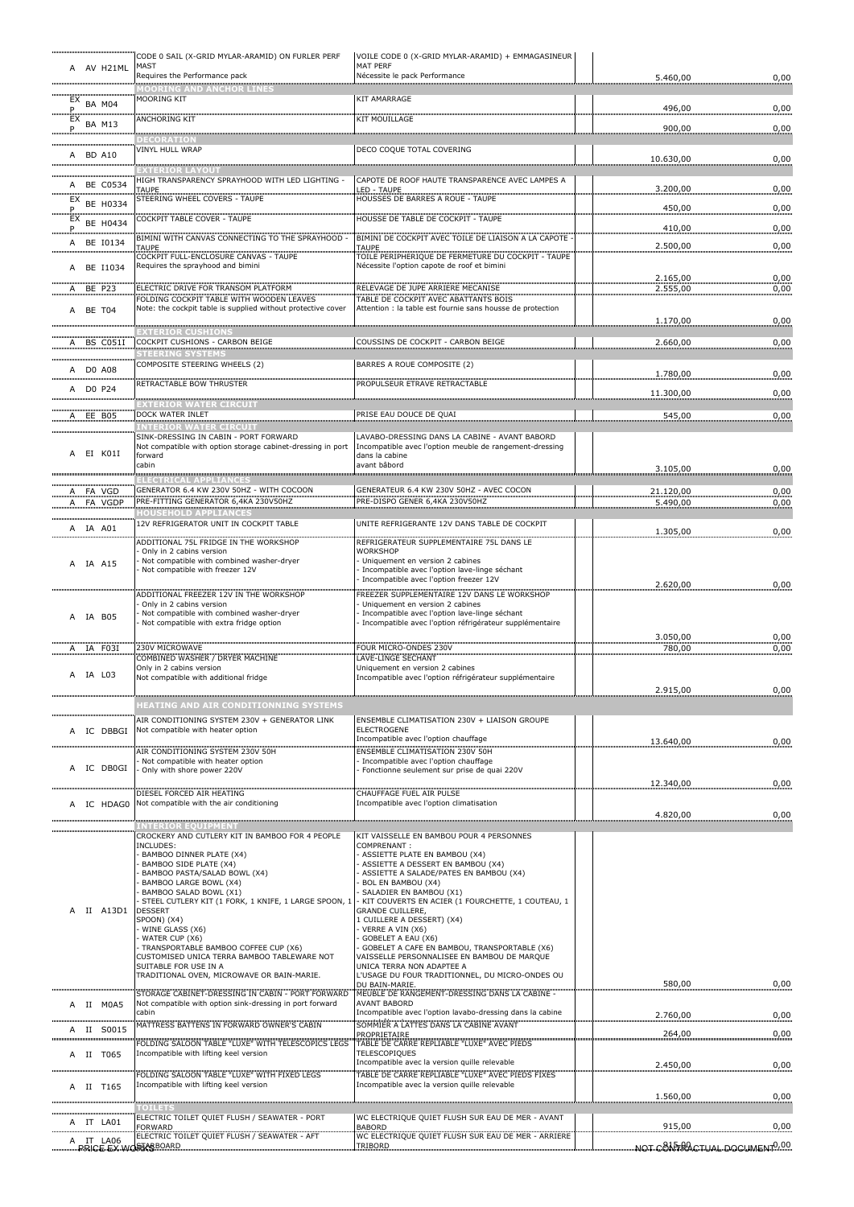| | | | | | | |
|---|---|---|---|---|---|---|
| A | AV H21ML | CODE 0 SAIL (X-GRID MYLAR-ARAMID) ON FURLER PERF MAST<br>Requires the Performance pack | VOILE CODE 0 (X-GRID MYLAR-ARAMID) + EMMAGASINEUR MAT PERF<br>Nécessite le pack Performance | | 5.460,00 | 0,00 |
| | | **MOORING AND ANCHOR LINES** | | | | |
| EX P | BA M04 | MOORING KIT | KIT AMARRAGE | | 496,00 | 0,00 |
| EX P | BA M13 | ANCHORING KIT | KIT MOUILLAGE | | 900,00 | 0,00 |
| | | **DECORATION** | | | | |
| A | BD A10 | VINYL HULL WRAP | DECO COQUE TOTAL COVERING | | 10.630,00 | 0,00 |
| | | **EXTERIOR LAYOUT** | | | | |
| A | BE C0534 | HIGH TRANSPARENCY SPRAYHOOD WITH LED LIGHTING - TAUPE | CAPOTE DE ROOF HAUTE TRANSPARENCE AVEC LAMPES A LED - TAUPE | | 3.200,00 | 0,00 |
| EX P | BE H0334 | STEERING WHEEL COVERS - TAUPE | HOUSSES DE BARRES A ROUE - TAUPE | | 450,00 | 0,00 |
| EX P | BE H0434 | COCKPIT TABLE COVER - TAUPE | HOUSSE DE TABLE DE COCKPIT - TAUPE | | 410,00 | 0,00 |
| A | BE I0134 | BIMINI WITH CANVAS CONNECTING TO THE SPRAYHOOD - TAUPE | BIMINI DE COCKPIT AVEC TOILE DE LIAISON A LA CAPOTE - TAUPE | | 2.500,00 | 0,00 |
| A | BE I1034 | COCKPIT FULL-ENCLOSURE CANVAS - TAUPE<br>Requires the sprayhood and bimini | TOILE PERIPHERIQUE DE FERMETURE DU COCKPIT - TAUPE<br>Nécessite l'option capote de roof et bimini | | 2.165,00 | 0,00 |
| A | BE P23 | ELECTRIC DRIVE FOR TRANSOM PLATFORM | RELEVAGE DE JUPE ARRIERE MECANISE | | 2.555,00 | 0,00 |
| A | BE T04 | FOLDING COCKPIT TABLE WITH WOODEN LEAVES<br>Note: the cockpit table is supplied without protective cover | TABLE DE COCKPIT AVEC ABATTANTS BOIS<br>Attention : la table est fournie sans housse de protection | | 1.170,00 | 0,00 |
| | | **EXTERIOR CUSHIONS** | | | | |
| A | BS C051I | COCKPIT CUSHIONS - CARBON BEIGE | COUSSINS DE COCKPIT - CARBON BEIGE | | 2.660,00 | 0,00 |
| | | **STEERING SYSTEMS** | | | | |
| A | D0 A08 | COMPOSITE STEERING WHEELS (2) | BARRES A ROUE COMPOSITE (2) | | 1.780,00 | 0,00 |
| A | D0 P24 | RETRACTABLE BOW THRUSTER | PROPULSEUR ETRAVE RETRACTABLE | | 11.300,00 | 0,00 |
| | | **EXTERIOR WATER CIRCUIT** | | | | |
| A | EE B05 | DOCK WATER INLET | PRISE EAU DOUCE DE QUAI | | 545,00 | 0,00 |
| | | **INTERIOR WATER CIRCUIT** | | | | |
| A | EI K01I | SINK-DRESSING IN CABIN - PORT FORWARD<br>Not compatible with option storage cabinet-dressing in port forward cabin | LAVABO-DRESSING DANS LA CABINE - AVANT BABORD<br>Incompatible avec l'option meuble de rangement-dressing dans la cabine avant bâbord | | 3.105,00 | 0,00 |
| | | **ELECTRICAL APPLIANCES** | | | | |
| A | FA VGD | GENERATOR 6.4 KW 230V 50HZ - WITH COCOON | GENERATEUR 6.4 KW 230V 50HZ - AVEC COCON | | 21.120,00 | 0,00 |
| A | FA VGDP | PRE-FITTING GENERATOR 6,4KA 230V50HZ | PRE-DISPO GENER 6,4KA 230V50HZ | | 5.490,00 | 0,00 |
| | | **HOUSEHOLD APPLIANCES** | | | | |
| A | IA A01 | 12V REFRIGERATOR UNIT IN COCKPIT TABLE | UNITE REFRIGERANTE 12V DANS TABLE DE COCKPIT | | 1.305,00 | 0,00 |
| A | IA A15 | ADDITIONAL 75L FRIDGE IN THE WORKSHOP<br>- Only in 2 cabins version<br>- Not compatible with combined washer-dryer<br>- Not compatible with freezer 12V | REFRIGERATEUR SUPPLEMENTAIRE 75L DANS LE WORKSHOP<br>- Uniquement en version 2 cabines<br>- Incompatible avec l'option lave-linge séchant<br>- Incompatible avec l'option freezer 12V | | 2.620,00 | 0,00 |
| A | IA B05 | ADDITIONAL FREEZER 12V IN THE WORKSHOP<br>- Only in 2 cabins version<br>- Not compatible with combined washer-dryer<br>- Not compatible with extra fridge option | FREEZER SUPPLEMENTAIRE 12V DANS LE WORKSHOP<br>- Uniquement en version 2 cabines<br>- Incompatible avec l'option lave-linge séchant<br>- Incompatible avec l'option réfrigérateur supplémentaire | | 3.050,00 | 0,00 |
| A | IA F03I | 230V MICROWAVE | FOUR MICRO-ONDES 230V | | 780,00 | 0,00 |
| A | IA L03 | COMBINED WASHER / DRYER MACHINE<br>Only in 2 cabins version<br>Not compatible with additional fridge | LAVE-LINGE SECHANT<br>Uniquement en version 2 cabines<br>Incompatible avec l'option réfrigérateur supplémentaire | | 2.915,00 | 0,00 |
| | | **HEATING AND AIR CONDITIONNING SYSTEMS** | | | | |
| A | IC DBBGI | AIR CONDITIONING SYSTEM 230V + GENERATOR LINK<br>Not compatible with heater option | ENSEMBLE CLIMATISATION 230V + LIAISON GROUPE ELECTROGENE<br>Incompatible avec l'option chauffage | | 13.640,00 | 0,00 |
| A | IC DB0GI | AIR CONDITIONING SYSTEM 230V 50H<br>- Not compatible with heater option<br>- Only with shore power 220V | ENSEMBLE CLIMATISATION 230V 50H<br>- Incompatible avec l'option chauffage<br>- Fonctionne seulement sur prise de quai 220V | | 12.340,00 | 0,00 |
| A | IC HDAG0 | DIESEL FORCED AIR HEATING<br>Not compatible with the air conditioning | CHAUFFAGE FUEL AIR PULSE<br>Incompatible avec l'option climatisation | | 4.820,00 | 0,00 |
| | | **INTERIOR EQUIPMENT** | | | | |
| A | II A13D1 | CROCKERY AND CUTLERY KIT IN BAMBOO FOR 4 PEOPLE INCLUDES:<br>- BAMBOO DINNER PLATE (X4)<br>- BAMBOO SIDE PLATE (X4)<br>- BAMBOO PASTA/SALAD BOWL (X4)<br>- BAMBOO LARGE BOWL (X4)<br>- BAMBOO SALAD BOWL (X1)<br>- STEEL CUTLERY KIT (1 FORK, 1 KNIFE, 1 LARGE SPOON, 1 DESSERT SPOON) (X4)<br>- WINE GLASS (X6)<br>- WATER CUP (X6)<br>- TRANSPORTABLE BAMBOO COFFEE CUP (X6)<br>CUSTOMISED UNICA TERRA BAMBOO TABLEWARE NOT SUITABLE FOR USE IN A TRADITIONAL OVEN, MICROWAVE OR BAIN-MARIE. | KIT VAISSELLE EN BAMBOU POUR 4 PERSONNES COMPRENANT :<br>- ASSIETTE PLATE EN BAMBOU (X4)<br>- ASSIETTE A DESSERT EN BAMBOU (X4)<br>- ASSIETTE A SALADE/PATES EN BAMBOU (X4)<br>- BOL EN BAMBOU (X4)<br>- SALADIER EN BAMBOU (X1)<br>- KIT COUVERTS EN ACIER (1 FOURCHETTE, 1 COUTEAU, 1 GRANDE CUILLERE, 1 CUILLERE A DESSERT) (X4)<br>- VERRE A VIN (X6)<br>- GOBELET A EAU (X6)<br>- GOBELET A CAFE EN BAMBOU, TRANSPORTABLE (X6)<br>VAISSELLE PERSONNALISEE EN BAMBOU DE MARQUE UNICA TERRA NON ADAPTEE A L'USAGE DU FOUR TRADITIONNEL, DU MICRO-ONDES OU DU BAIN-MARIE. | | 580,00 | 0,00 |
| A | II M0A5 | STORAGE CABINET-DRESSING IN CABIN - PORT FORWARD<br>Not compatible with option sink-dressing in port forward cabin | MEUBLE DE RANGEMENT-DRESSING DANS LA CABINE - AVANT BABORD<br>Incompatible avec l'option lavabo-dressing dans la cabine | | 2.760,00 | 0,00 |
| A | II S0015 | MATTRESS BATTENS IN FORWARD OWNER'S CABIN | SOMMIER A LATTES DANS LA CABINE AVANT PROPRIETAIRE | | 264,00 | 0,00 |
| A | II T065 | FOLDING SALOON TABLE "LUXE" WITH TELESCOPICS LEGS<br>Incompatible with lifting keel version | TABLE DE CARRE REPLIABLE "LUXE" AVEC PIEDS TELESCOPIQUES<br>Incompatible avec la version quille relevable | | 2.450,00 | 0,00 |
| A | II T165 | FOLDING SALOON TABLE "LUXE" WITH FIXED LEGS<br>Incompatible with lifting keel version | TABLE DE CARRE REPLIABLE "LUXE" AVEC PIEDS FIXES<br>Incompatible avec la version quille relevable | | 1.560,00 | 0,00 |
| | | **TOILETS** | | | | |
| A | IT LA01 | ELECTRIC TOILET QUIET FLUSH / SEAWATER - PORT FORWARD | WC ELECTRIQUE QUIET FLUSH SUR EAU DE MER - AVANT BABORD | | 915,00 | 0,00 |
| A | IT LA06 | ELECTRIC TOILET QUIET FLUSH / SEAWATER - AFT STARBOARD | WC ELECTRIQUE QUIET FLUSH SUR EAU DE MER - ARRIERE TRIBORD | | 915,00 | 0,00 |

PRICE EX WORKS — NOT CONTRACTUAL DOCUMENT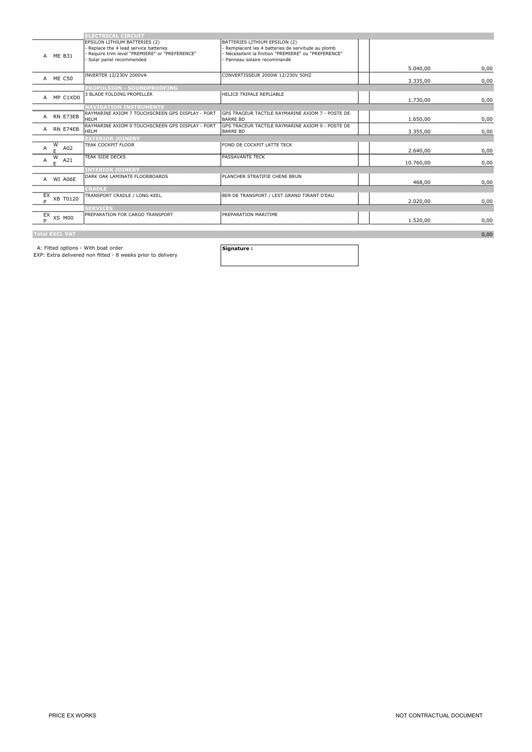| | | | | | |
|---|---|---|---|---|---|
| | **ELECTRICAL CIRCUIT** | | | | |
| A ME B31 | EPSILON LITHIUM BATTERIES (2)<br>- Replace the 4 lead service batteries<br>- Require trim level "PREMIERE" or "PREFERENCE"<br>- Solar panel recommended | BATTERIES LITHIUM EPSILON (2)<br>- Remplacent les 4 batteries de servitude au plomb<br>- Nécessitent la finition "PREMIERE" ou "PREFERENCE"<br>- Panneau solaire recommandé | | 5.040,00 | 0,00 |
| A ME C50 | INVERTER 12/230V 2000VA | CONVERTISSEUR 2000W 12/230V 50HZ | | 3.335,00 | 0,00 |
| | **PROPULSION - SOUNDPROOFING** | | | | |
| A MP C1XD0 | 3 BLADE FOLDING PROPELLER | HELICE TRIPALE REPLIABLE | | 1.730,00 | 0,00 |
| | **NAVIGATION INSTRUMENTS** | | | | |
| A RN E73EB | RAYMARINE AXIOM 7 TOUCHSCREEN GPS DISPLAY - PORT HELM | GPS TRACEUR TACTILE RAYMARINE AXIOM 7 - POSTE DE BARRE BD | | 1.650,00 | 0,00 |
| A RN E74EB | RAYMARINE AXIOM 9 TOUCHSCREEN GPS DISPLAY - PORT HELM | GPS TRACEUR TACTILE RAYMARINE AXIOM 9 - POSTE DE BARRE BD | | 3.355,00 | 0,00 |
| | **EXTERIOR JOINERY** | | | | |
| A WE A02 | TEAK COCKPIT FLOOR | FOND DE COCKPIT LATTE TECK | | 2.640,00 | 0,00 |
| A WE A21 | TEAK SIDE DECKS | PASSAVANTS TECK | | 10.760,00 | 0,00 |
| | **INTERIOR JOINERY** | | | | |
| A WI A06E | DARK OAK LAMINATE FLOORBOARDS | PLANCHER STRATIFIE CHENE BRUN | | 468,00 | 0,00 |
| | **CRADLE** | | | | |
| EXP XB T0120 | TRANSPORT CRADLE / LONG KEEL | BER DE TRANSPORT / LEST GRAND TIRANT D'EAU | | 2.020,00 | 0,00 |
| | **SERVICES** | | | | |
| EXP XS M00 | PREPARATION FOR CARGO TRANSPORT | PREPARATION MARITIME | | 1.520,00 | 0,00 |
| **Total EXCL VAT** | | | | | 0,00 |

A: Fitted options - With boat order
EXP: Extra delivered non fitted - 8 weeks prior to delivery

**Signature :**

PRICE EX WORKS

NOT CONTRACTUAL DOCUMENT